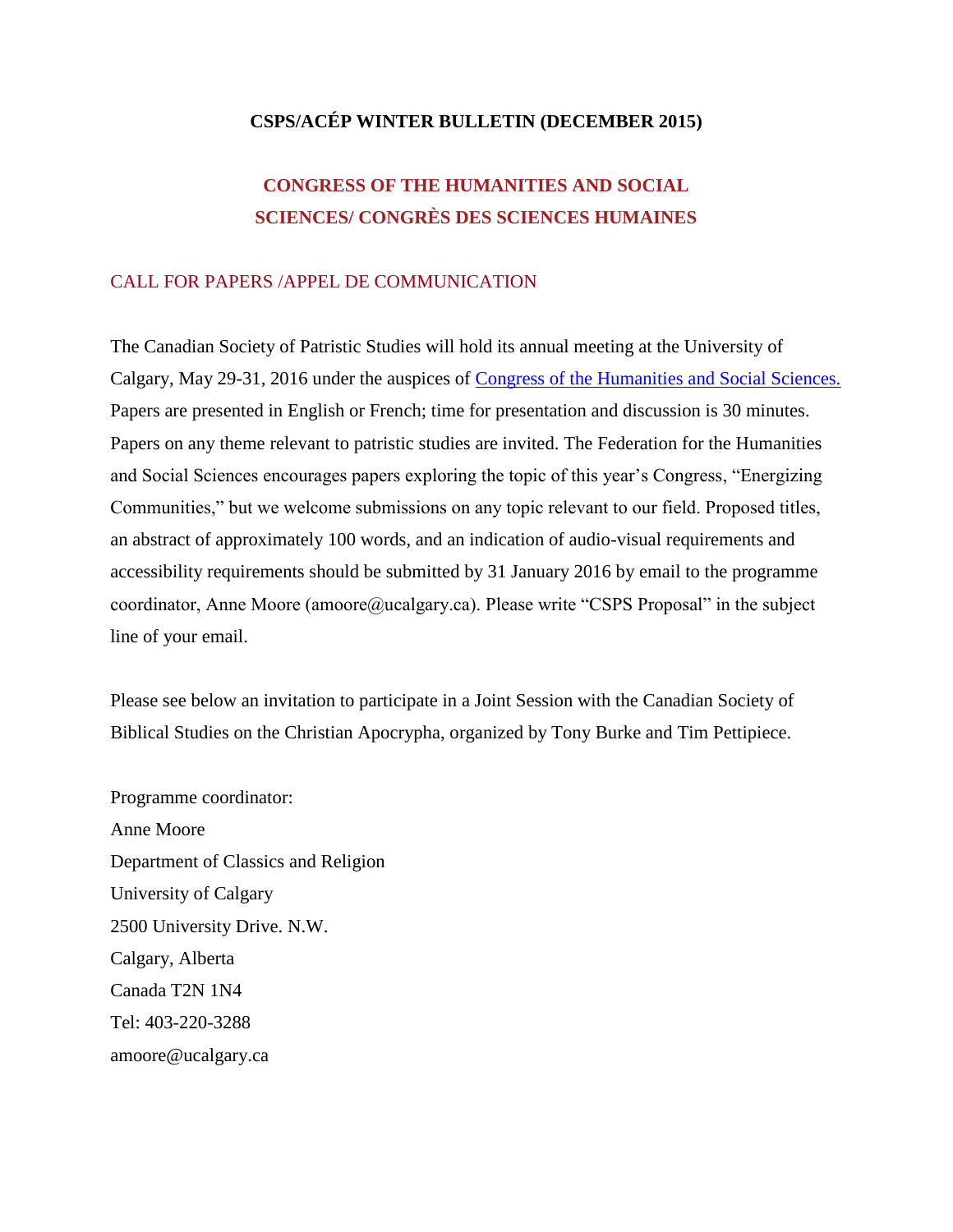# CSPS/ACÉP WINTER BULLETIN (DECEMBER 2015)

## CONGRESS OF THE HUMANITIES AND SOCIAL SCIENCES/ CONGRÈS DES SCIENCES HUMAINES

### CALL FOR PAPERS /APPEL DE COMMUNICATION

The Canadian Society of Patristic Studies will hold its annual meeting at the University of Calgary, May 29-31, 2016 under the auspices of Congress of the Humanities and Social Sciences. Papers are presented in English or French; time for presentation and discussion is 30 minutes. Papers on any theme relevant to patristic studies are invited. The Federation for the Humanities and Social Sciences encourages papers exploring the topic of this year's Congress, "Energizing Communities," but we welcome submissions on any topic relevant to our field. Proposed titles, an abstract of approximately 100 words, and an indication of audio-visual requirements and accessibility requirements should be submitted by 31 January 2016 by email to the programme coordinator, Anne Moore (amoore@ucalgary.ca). Please write "CSPS Proposal" in the subject line of your email.

Please see below an invitation to participate in a Joint Session with the Canadian Society of Biblical Studies on the Christian Apocrypha, organized by Tony Burke and Tim Pettipiece.

Programme coordinator:
Anne Moore
Department of Classics and Religion
University of Calgary
2500 University Drive. N.W.
Calgary, Alberta
Canada T2N 1N4
Tel: 403-220-3288
amoore@ucalgary.ca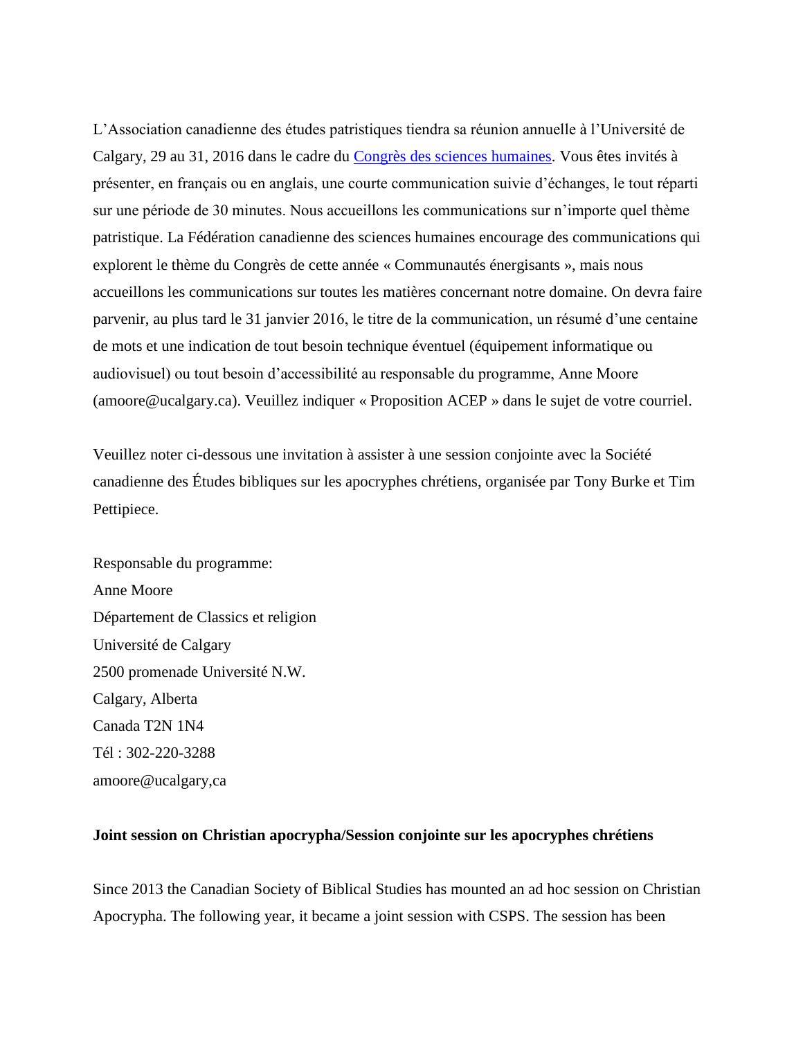L'Association canadienne des études patristiques tiendra sa réunion annuelle à l'Université de Calgary, 29 au 31, 2016 dans le cadre du Congrès des sciences humaines. Vous êtes invités à présenter, en français ou en anglais, une courte communication suivie d'échanges, le tout réparti sur une période de 30 minutes. Nous accueillons les communications sur n'importe quel thème patristique. La Fédération canadienne des sciences humaines encourage des communications qui explorent le thème du Congrès de cette année « Communautés énergisants », mais nous accueillons les communications sur toutes les matières concernant notre domaine. On devra faire parvenir, au plus tard le 31 janvier 2016, le titre de la communication, un résumé d'une centaine de mots et une indication de tout besoin technique éventuel (équipement informatique ou audiovisuel) ou tout besoin d'accessibilité au responsable du programme, Anne Moore (amoore@ucalgary.ca). Veuillez indiquer « Proposition ACEP » dans le sujet de votre courriel.

Veuillez noter ci-dessous une invitation à assister à une session conjointe avec la Société canadienne des Études bibliques sur les apocryphes chrétiens, organisée par Tony Burke et Tim Pettipiece.

Responsable du programme:
Anne Moore
Département de Classics et religion
Université de Calgary
2500 promenade Université N.W.
Calgary, Alberta
Canada T2N 1N4
Tél : 302-220-3288
amoore@ucalgary,ca

**Joint session on Christian apocrypha/Session conjointe sur les apocryphes chrétiens**

Since 2013 the Canadian Society of Biblical Studies has mounted an ad hoc session on Christian Apocrypha. The following year, it became a joint session with CSPS. The session has been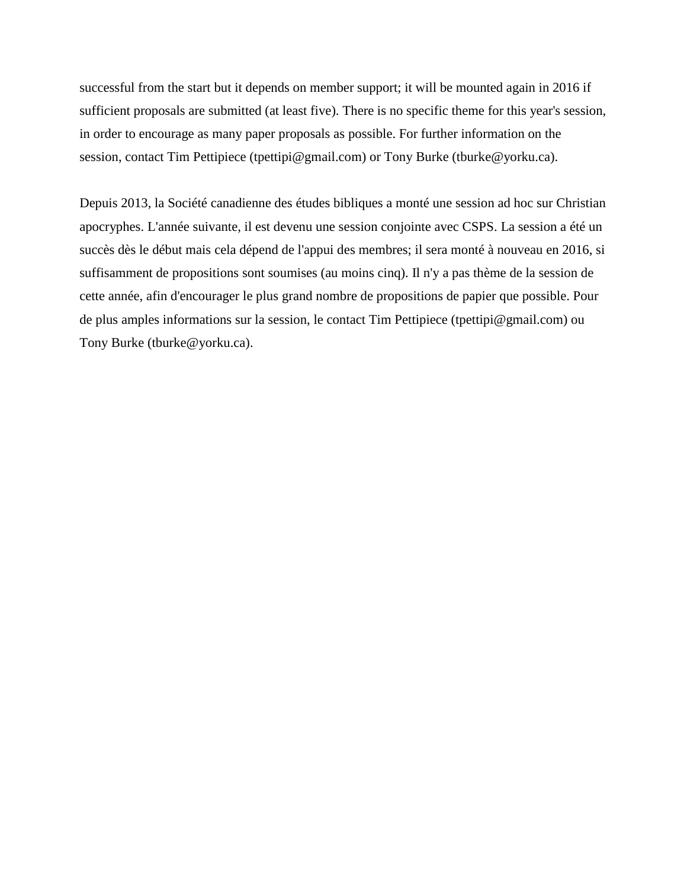successful from the start but it depends on member support; it will be mounted again in 2016 if sufficient proposals are submitted (at least five). There is no specific theme for this year's session, in order to encourage as many paper proposals as possible. For further information on the session, contact Tim Pettipiece (tpettipi@gmail.com) or Tony Burke (tburke@yorku.ca).

Depuis 2013, la Société canadienne des études bibliques a monté une session ad hoc sur Christian apocryphes. L'année suivante, il est devenu une session conjointe avec CSPS. La session a été un succès dès le début mais cela dépend de l'appui des membres; il sera monté à nouveau en 2016, si suffisamment de propositions sont soumises (au moins cinq). Il n'y a pas thème de la session de cette année, afin d'encourager le plus grand nombre de propositions de papier que possible. Pour de plus amples informations sur la session, le contact Tim Pettipiece (tpettipi@gmail.com) ou Tony Burke (tburke@yorku.ca).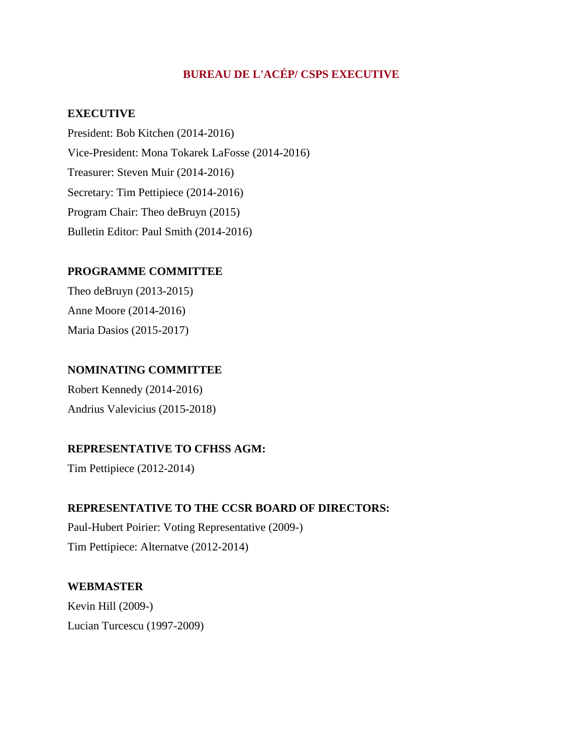# BUREAU DE L'ACÉP/ CSPS EXECUTIVE

## EXECUTIVE

President: Bob Kitchen (2014-2016)

Vice-President: Mona Tokarek LaFosse (2014-2016)

Treasurer: Steven Muir (2014-2016)

Secretary: Tim Pettipiece (2014-2016)

Program Chair: Theo deBruyn (2015)

Bulletin Editor: Paul Smith (2014-2016)

## PROGRAMME COMMITTEE

Theo deBruyn (2013-2015)

Anne Moore (2014-2016)

Maria Dasios (2015-2017)

## NOMINATING COMMITTEE

Robert Kennedy (2014-2016)

Andrius Valevicius (2015-2018)

## REPRESENTATIVE TO CFHSS AGM:

Tim Pettipiece (2012-2014)

## REPRESENTATIVE TO THE CCSR BOARD OF DIRECTORS:

Paul-Hubert Poirier: Voting Representative (2009-)

Tim Pettipiece: Alternatve (2012-2014)

## WEBMASTER

Kevin Hill (2009-)

Lucian Turcescu (1997-2009)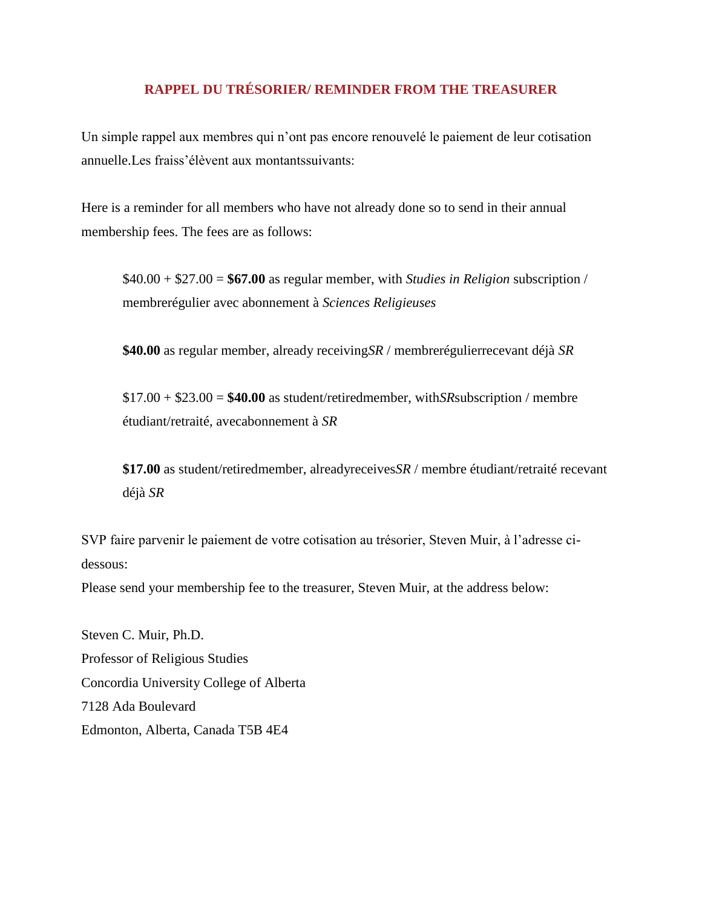## RAPPEL DU TRÉSORIER/ REMINDER FROM THE TREASURER

Un simple rappel aux membres qui n'ont pas encore renouvelé le paiement de leur cotisation annuelle.Les fraiss'élèvent aux montantssuivants:

Here is a reminder for all members who have not already done so to send in their annual membership fees. The fees are as follows:

> $40.00 + $27.00 = **$67.00** as regular member, with *Studies in Religion* subscription / membrerégulier avec abonnement à *Sciences Religieuses*
>
> **$40.00** as regular member, already receiving*SR* / membrerégulierrecevant déjà *SR*
>
> $17.00 + $23.00 = **$40.00** as student/retiredmember, with*SR*subscription / membre étudiant/retraité, avecabonnement à *SR*
>
> **$17.00** as student/retiredmember, alreadyreceives*SR* / membre étudiant/retraité recevant déjà *SR*

SVP faire parvenir le paiement de votre cotisation au trésorier, Steven Muir, à l'adresse ci-dessous:
Please send your membership fee to the treasurer, Steven Muir, at the address below:

Steven C. Muir, Ph.D.
Professor of Religious Studies
Concordia University College of Alberta
7128 Ada Boulevard
Edmonton, Alberta, Canada T5B 4E4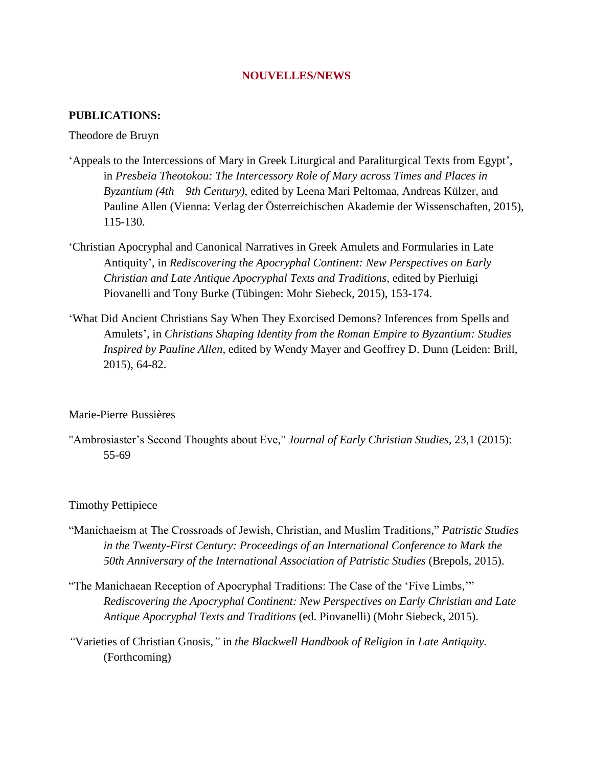## NOUVELLES/NEWS

**PUBLICATIONS:**

Theodore de Bruyn

‘Appeals to the Intercessions of Mary in Greek Liturgical and Paraliturgical Texts from Egypt’, in *Presbeia Theotokou: The Intercessory Role of Mary across Times and Places in Byzantium (4th – 9th Century)*, edited by Leena Mari Peltomaa, Andreas Külzer, and Pauline Allen (Vienna: Verlag der Österreichischen Akademie der Wissenschaften, 2015), 115-130.

‘Christian Apocryphal and Canonical Narratives in Greek Amulets and Formularies in Late Antiquity’, in *Rediscovering the Apocryphal Continent: New Perspectives on Early Christian and Late Antique Apocryphal Texts and Traditions*, edited by Pierluigi Piovanelli and Tony Burke (Tübingen: Mohr Siebeck, 2015), 153-174.

‘What Did Ancient Christians Say When They Exorcised Demons? Inferences from Spells and Amulets’, in *Christians Shaping Identity from the Roman Empire to Byzantium: Studies Inspired by Pauline Allen*, edited by Wendy Mayer and Geoffrey D. Dunn (Leiden: Brill, 2015), 64-82.

Marie-Pierre Bussières

"Ambrosiaster’s Second Thoughts about Eve," *Journal of Early Christian Studies*, 23,1 (2015): 55-69

Timothy Pettipiece

“Manichaeism at The Crossroads of Jewish, Christian, and Muslim Traditions,” *Patristic Studies in the Twenty-First Century: Proceedings of an International Conference to Mark the 50th Anniversary of the International Association of Patristic Studies* (Brepols, 2015).

“The Manichaean Reception of Apocryphal Traditions: The Case of the ‘Five Limbs,’” *Rediscovering the Apocryphal Continent: New Perspectives on Early Christian and Late Antique Apocryphal Texts and Traditions* (ed. Piovanelli) (Mohr Siebeck, 2015).

“Varieties of Christian Gnosis,” in *the Blackwell Handbook of Religion in Late Antiquity*. (Forthcoming)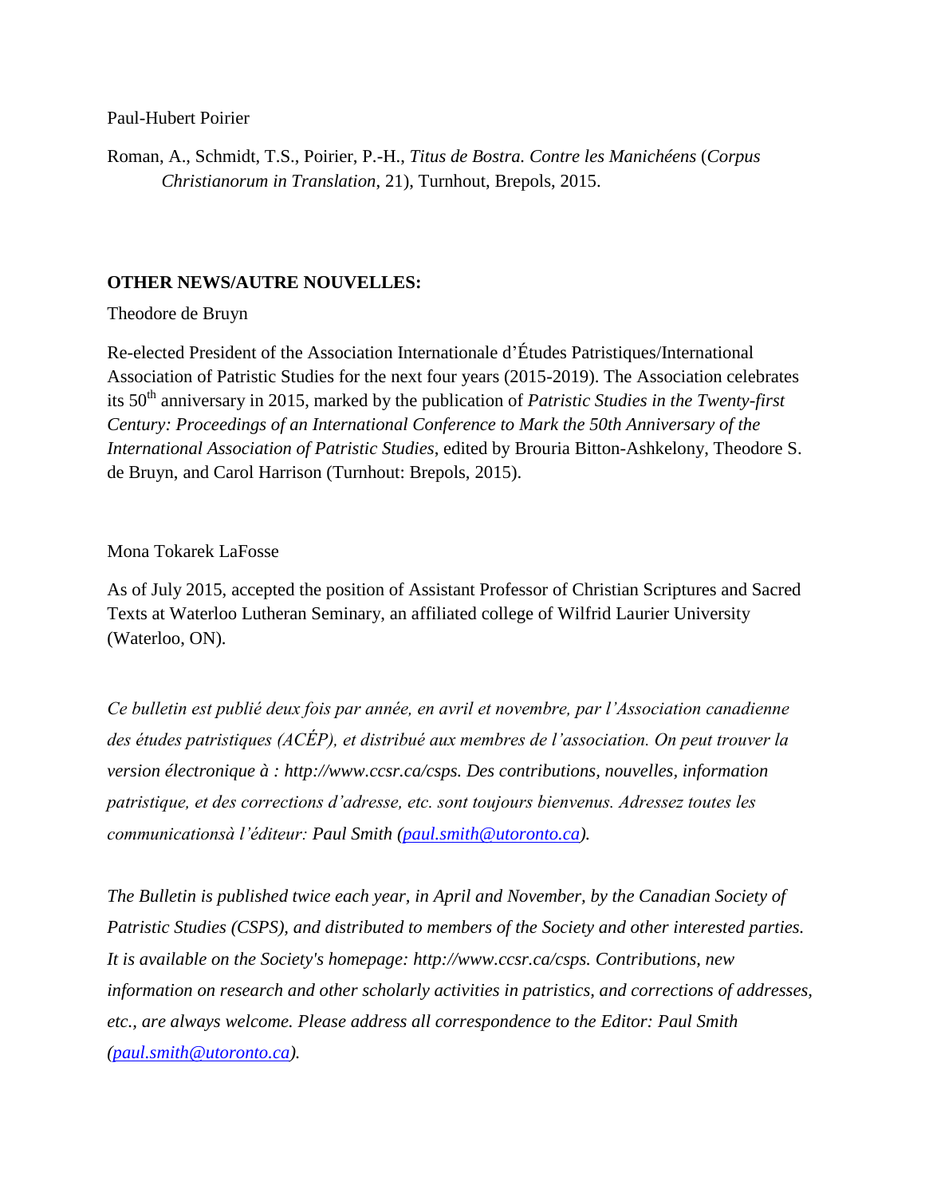Paul-Hubert Poirier

Roman, A., Schmidt, T.S., Poirier, P.-H., *Titus de Bostra. Contre les Manichéens* (*Corpus Christianorum in Translation*, 21), Turnhout, Brepols, 2015.

**OTHER NEWS/AUTRE NOUVELLES:**

Theodore de Bruyn

Re-elected President of the Association Internationale d'Études Patristiques/International Association of Patristic Studies for the next four years (2015-2019). The Association celebrates its 50th anniversary in 2015, marked by the publication of *Patristic Studies in the Twenty-first Century: Proceedings of an International Conference to Mark the 50th Anniversary of the International Association of Patristic Studies*, edited by Brouria Bitton-Ashkelony, Theodore S. de Bruyn, and Carol Harrison (Turnhout: Brepols, 2015).

Mona Tokarek LaFosse

As of July 2015, accepted the position of Assistant Professor of Christian Scriptures and Sacred Texts at Waterloo Lutheran Seminary, an affiliated college of Wilfrid Laurier University (Waterloo, ON).

*Ce bulletin est publié deux fois par année, en avril et novembre, par l'Association canadienne des études patristiques (ACÉP), et distribué aux membres de l'association. On peut trouver la version électronique à : http://www.ccsr.ca/csps. Des contributions, nouvelles, information patristique, et des corrections d'adresse, etc. sont toujours bienvenus. Adressez toutes les communicationsà l'éditeur: Paul Smith (paul.smith@utoronto.ca).*

*The Bulletin is published twice each year, in April and November, by the Canadian Society of Patristic Studies (CSPS), and distributed to members of the Society and other interested parties. It is available on the Society's homepage: http://www.ccsr.ca/csps. Contributions, new information on research and other scholarly activities in patristics, and corrections of addresses, etc., are always welcome. Please address all correspondence to the Editor: Paul Smith (paul.smith@utoronto.ca).*